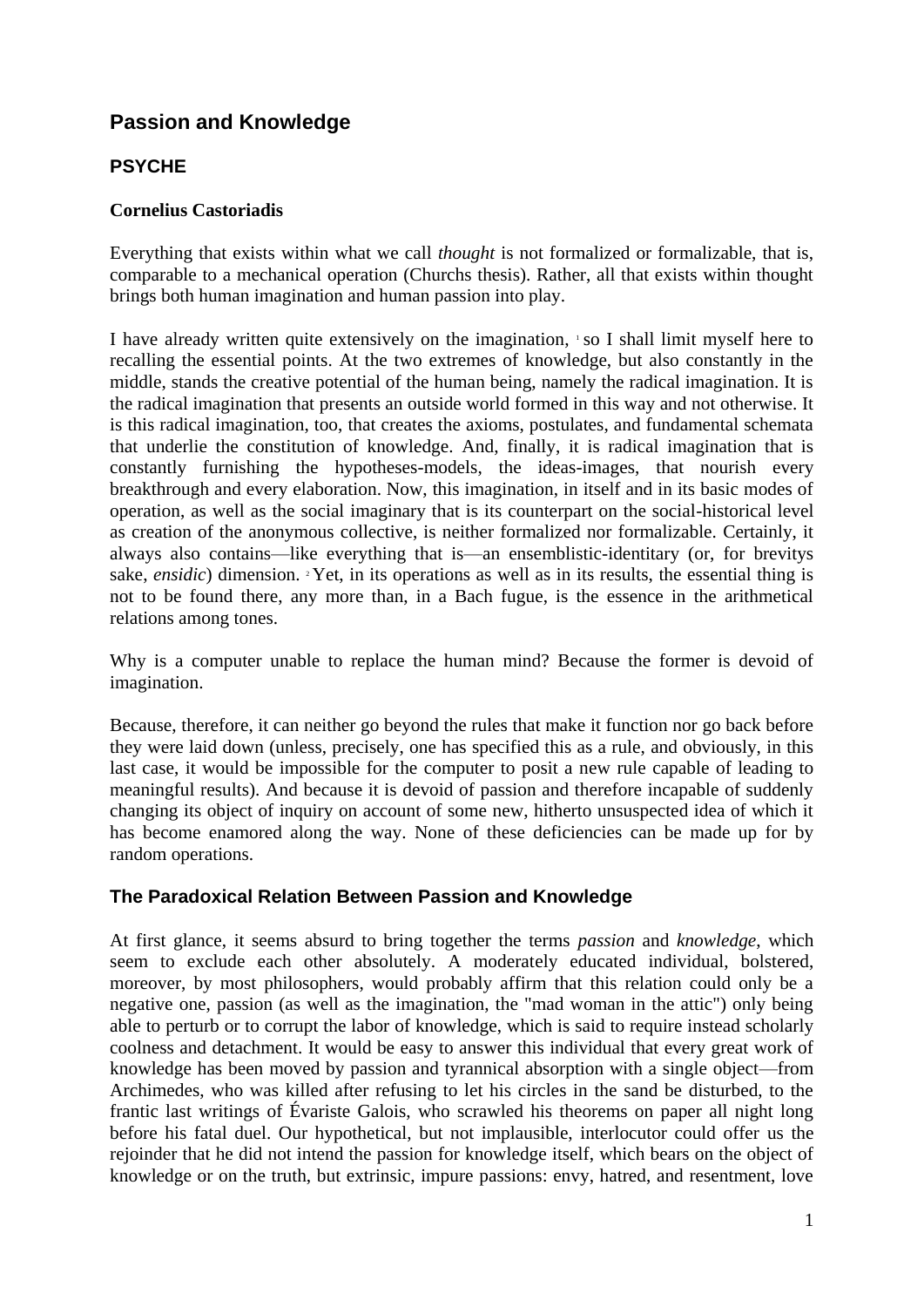# Passion and Knowledge

## PSYCHE

**Cornelius Castoriadis**

Everything that exists within what we call *thought* is not formalized or formalizable, that is, comparable to a mechanical operation (Churchs thesis). Rather, all that exists within thought brings both human imagination and human passion into play.

I have already written quite extensively on the imagination, [1] so I shall limit myself here to recalling the essential points. At the two extremes of knowledge, but also constantly in the middle, stands the creative potential of the human being, namely the radical imagination. It is the radical imagination that presents an outside world formed in this way and not otherwise. It is this radical imagination, too, that creates the axioms, postulates, and fundamental schemata that underlie the constitution of knowledge. And, finally, it is radical imagination that is constantly furnishing the hypotheses-models, the ideas-images, that nourish every breakthrough and every elaboration. Now, this imagination, in itself and in its basic modes of operation, as well as the social imaginary that is its counterpart on the social-historical level as creation of the anonymous collective, is neither formalized nor formalizable. Certainly, it always also contains—like everything that is—an ensemblistic-identitary (or, for brevitys sake, *ensidic*) dimension. [2] Yet, in its operations as well as in its results, the essential thing is not to be found there, any more than, in a Bach fugue, is the essence in the arithmetical relations among tones.

Why is a computer unable to replace the human mind? Because the former is devoid of imagination.

Because, therefore, it can neither go beyond the rules that make it function nor go back before they were laid down (unless, precisely, one has specified this as a rule, and obviously, in this last case, it would be impossible for the computer to posit a new rule capable of leading to meaningful results). And because it is devoid of passion and therefore incapable of suddenly changing its object of inquiry on account of some new, hitherto unsuspected idea of which it has become enamored along the way. None of these deficiencies can be made up for by random operations.

### The Paradoxical Relation Between Passion and Knowledge

At first glance, it seems absurd to bring together the terms *passion* and *knowledge*, which seem to exclude each other absolutely. A moderately educated individual, bolstered, moreover, by most philosophers, would probably affirm that this relation could only be a negative one, passion (as well as the imagination, the "mad woman in the attic") only being able to perturb or to corrupt the labor of knowledge, which is said to require instead scholarly coolness and detachment. It would be easy to answer this individual that every great work of knowledge has been moved by passion and tyrannical absorption with a single object—from Archimedes, who was killed after refusing to let his circles in the sand be disturbed, to the frantic last writings of Évariste Galois, who scrawled his theorems on paper all night long before his fatal duel. Our hypothetical, but not implausible, interlocutor could offer us the rejoinder that he did not intend the passion for knowledge itself, which bears on the object of knowledge or on the truth, but extrinsic, impure passions: envy, hatred, and resentment, love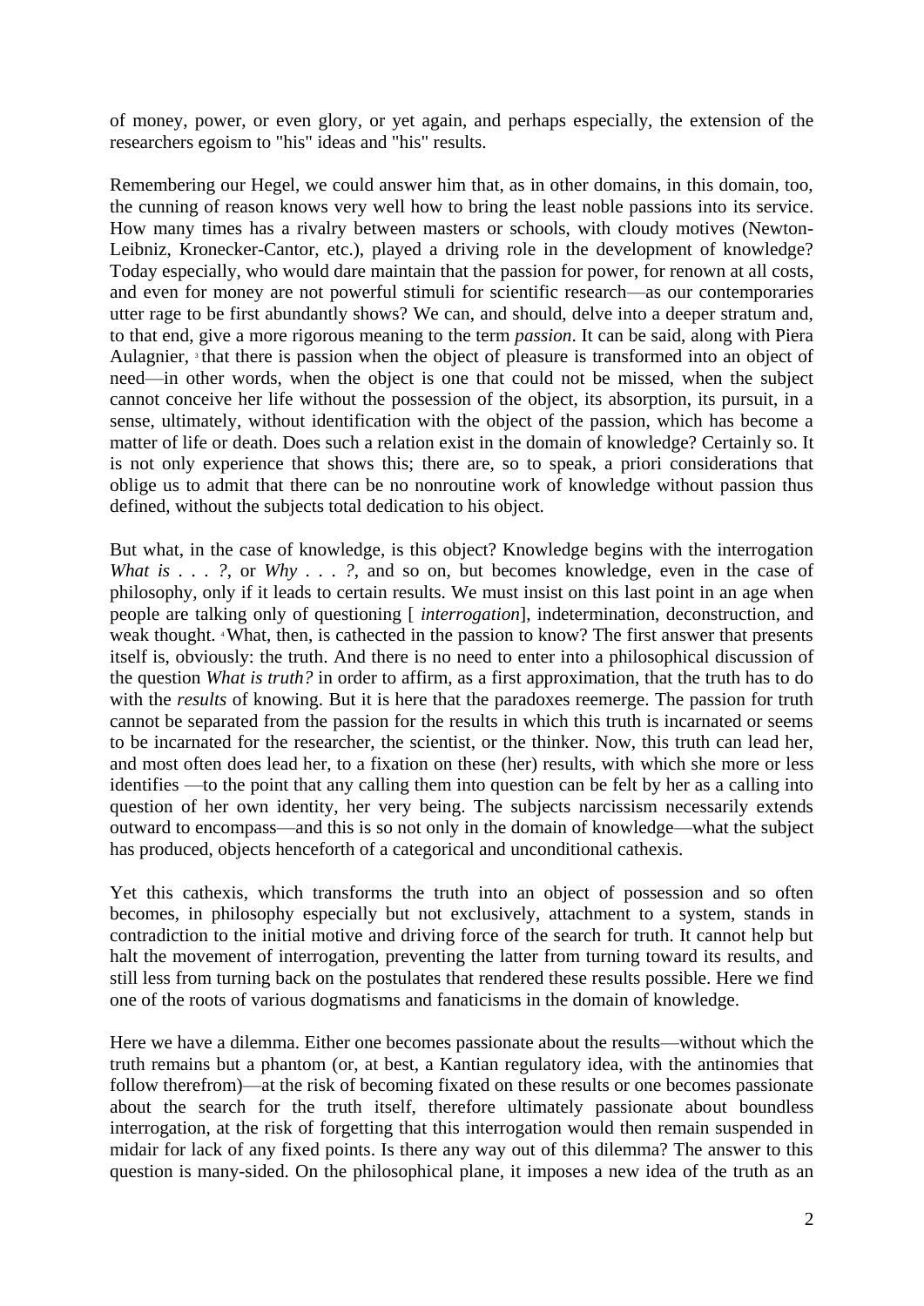of money, power, or even glory, or yet again, and perhaps especially, the extension of the researchers egoism to "his" ideas and "his" results.

Remembering our Hegel, we could answer him that, as in other domains, in this domain, too, the cunning of reason knows very well how to bring the least noble passions into its service. How many times has a rivalry between masters or schools, with cloudy motives (Newton-Leibniz, Kronecker-Cantor, etc.), played a driving role in the development of knowledge? Today especially, who would dare maintain that the passion for power, for renown at all costs, and even for money are not powerful stimuli for scientific research—as our contemporaries utter rage to be first abundantly shows? We can, and should, delve into a deeper stratum and, to that end, give a more rigorous meaning to the term *passion*. It can be said, along with Piera Aulagnier, [3] that there is passion when the object of pleasure is transformed into an object of need—in other words, when the object is one that could not be missed, when the subject cannot conceive her life without the possession of the object, its absorption, its pursuit, in a sense, ultimately, without identification with the object of the passion, which has become a matter of life or death. Does such a relation exist in the domain of knowledge? Certainly so. It is not only experience that shows this; there are, so to speak, a priori considerations that oblige us to admit that there can be no nonroutine work of knowledge without passion thus defined, without the subjects total dedication to his object.

But what, in the case of knowledge, is this object? Knowledge begins with the interrogation *What is . . . ?*, or *Why . . . ?*, and so on, but becomes knowledge, even in the case of philosophy, only if it leads to certain results. We must insist on this last point in an age when people are talking only of questioning [ *interrogation*], indetermination, deconstruction, and weak thought. [4] What, then, is cathected in the passion to know? The first answer that presents itself is, obviously: the truth. And there is no need to enter into a philosophical discussion of the question *What is truth?* in order to affirm, as a first approximation, that the truth has to do with the *results* of knowing. But it is here that the paradoxes reemerge. The passion for truth cannot be separated from the passion for the results in which this truth is incarnated or seems to be incarnated for the researcher, the scientist, or the thinker. Now, this truth can lead her, and most often does lead her, to a fixation on these (her) results, with which she more or less identifies —to the point that any calling them into question can be felt by her as a calling into question of her own identity, her very being. The subjects narcissism necessarily extends outward to encompass—and this is so not only in the domain of knowledge—what the subject has produced, objects henceforth of a categorical and unconditional cathexis.

Yet this cathexis, which transforms the truth into an object of possession and so often becomes, in philosophy especially but not exclusively, attachment to a system, stands in contradiction to the initial motive and driving force of the search for truth. It cannot help but halt the movement of interrogation, preventing the latter from turning toward its results, and still less from turning back on the postulates that rendered these results possible. Here we find one of the roots of various dogmatisms and fanaticisms in the domain of knowledge.

Here we have a dilemma. Either one becomes passionate about the results—without which the truth remains but a phantom (or, at best, a Kantian regulatory idea, with the antinomies that follow therefrom)—at the risk of becoming fixated on these results or one becomes passionate about the search for the truth itself, therefore ultimately passionate about boundless interrogation, at the risk of forgetting that this interrogation would then remain suspended in midair for lack of any fixed points. Is there any way out of this dilemma? The answer to this question is many-sided. On the philosophical plane, it imposes a new idea of the truth as an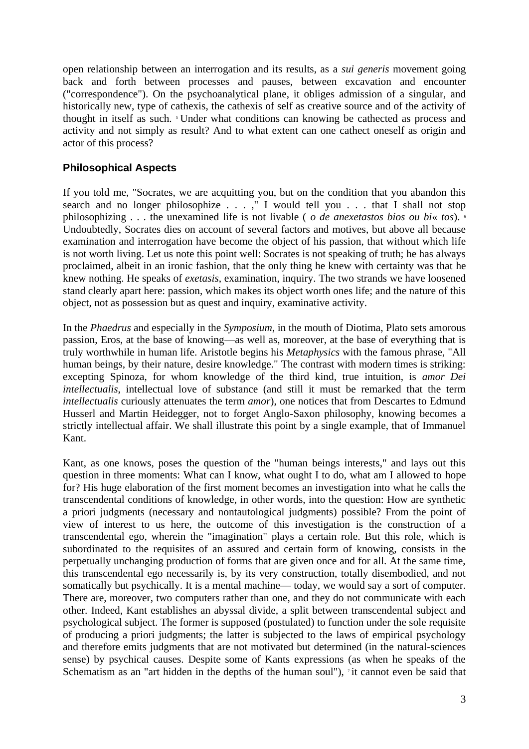open relationship between an interrogation and its results, as a *sui generis* movement going back and forth between processes and pauses, between excavation and encounter ("correspondence"). On the psychoanalytical plane, it obliges admission of a singular, and historically new, type of cathexis, the cathexis of self as creative source and of the activity of thought in itself as such. [5] Under what conditions can knowing be cathected as process and activity and not simply as result? And to what extent can one cathect oneself as origin and actor of this process?

### Philosophical Aspects

If you told me, "Socrates, we are acquitting you, but on the condition that you abandon this search and no longer philosophize . . . ," I would tell you . . . that I shall not stop philosophizing . . . the unexamined life is not livable ( *o de anexetastos bios ou bi*« *tos*). [6] Undoubtedly, Socrates dies on account of several factors and motives, but above all because examination and interrogation have become the object of his passion, that without which life is not worth living. Let us note this point well: Socrates is not speaking of truth; he has always proclaimed, albeit in an ironic fashion, that the only thing he knew with certainty was that he knew nothing. He speaks of *exetasis*, examination, inquiry. The two strands we have loosened stand clearly apart here: passion, which makes its object worth ones life; and the nature of this object, not as possession but as quest and inquiry, examinative activity.

In the *Phaedrus* and especially in the *Symposium*, in the mouth of Diotima, Plato sets amorous passion, Eros, at the base of knowing—as well as, moreover, at the base of everything that is truly worthwhile in human life. Aristotle begins his *Metaphysics* with the famous phrase, "All human beings, by their nature, desire knowledge." The contrast with modern times is striking: excepting Spinoza, for whom knowledge of the third kind, true intuition, is *amor Dei intellectualis*, intellectual love of substance (and still it must be remarked that the term *intellectualis* curiously attenuates the term *amor*), one notices that from Descartes to Edmund Husserl and Martin Heidegger, not to forget Anglo-Saxon philosophy, knowing becomes a strictly intellectual affair. We shall illustrate this point by a single example, that of Immanuel Kant.

Kant, as one knows, poses the question of the "human beings interests," and lays out this question in three moments: What can I know, what ought I to do, what am I allowed to hope for? His huge elaboration of the first moment becomes an investigation into what he calls the transcendental conditions of knowledge, in other words, into the question: How are synthetic a priori judgments (necessary and nontautological judgments) possible? From the point of view of interest to us here, the outcome of this investigation is the construction of a transcendental ego, wherein the "imagination" plays a certain role. But this role, which is subordinated to the requisites of an assured and certain form of knowing, consists in the perpetually unchanging production of forms that are given once and for all. At the same time, this transcendental ego necessarily is, by its very construction, totally disembodied, and not somatically but psychically. It is a mental machine— today, we would say a sort of computer. There are, moreover, two computers rather than one, and they do not communicate with each other. Indeed, Kant establishes an abyssal divide, a split between transcendental subject and psychological subject. The former is supposed (postulated) to function under the sole requisite of producing a priori judgments; the latter is subjected to the laws of empirical psychology and therefore emits judgments that are not motivated but determined (in the natural-sciences sense) by psychical causes. Despite some of Kants expressions (as when he speaks of the Schematism as an "art hidden in the depths of the human soul"), [7] it cannot even be said that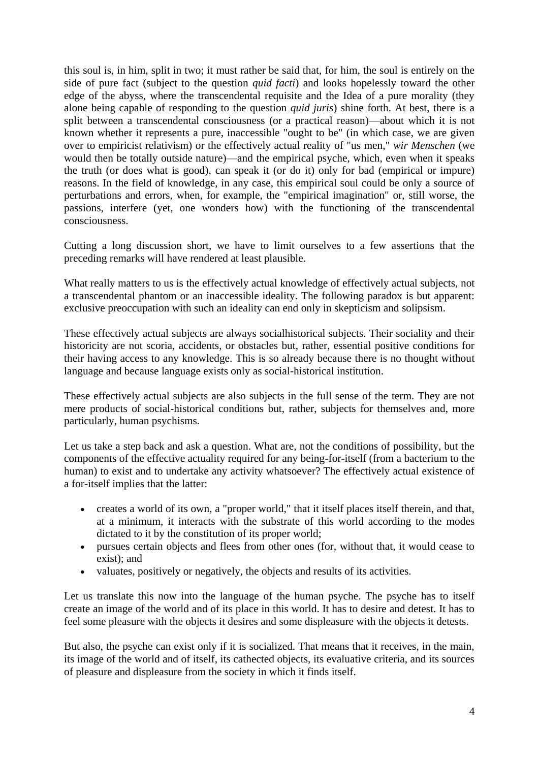this soul is, in him, split in two; it must rather be said that, for him, the soul is entirely on the side of pure fact (subject to the question *quid facti*) and looks hopelessly toward the other edge of the abyss, where the transcendental requisite and the Idea of a pure morality (they alone being capable of responding to the question *quid juris*) shine forth. At best, there is a split between a transcendental consciousness (or a practical reason)—about which it is not known whether it represents a pure, inaccessible "ought to be" (in which case, we are given over to empiricist relativism) or the effectively actual reality of "us men," *wir Menschen* (we would then be totally outside nature)—and the empirical psyche, which, even when it speaks the truth (or does what is good), can speak it (or do it) only for bad (empirical or impure) reasons. In the field of knowledge, in any case, this empirical soul could be only a source of perturbations and errors, when, for example, the "empirical imagination" or, still worse, the passions, interfere (yet, one wonders how) with the functioning of the transcendental consciousness.

Cutting a long discussion short, we have to limit ourselves to a few assertions that the preceding remarks will have rendered at least plausible.

What really matters to us is the effectively actual knowledge of effectively actual subjects, not a transcendental phantom or an inaccessible ideality. The following paradox is but apparent: exclusive preoccupation with such an ideality can end only in skepticism and solipsism.

These effectively actual subjects are always socialhistorical subjects. Their sociality and their historicity are not scoria, accidents, or obstacles but, rather, essential positive conditions for their having access to any knowledge. This is so already because there is no thought without language and because language exists only as social-historical institution.

These effectively actual subjects are also subjects in the full sense of the term. They are not mere products of social-historical conditions but, rather, subjects for themselves and, more particularly, human psychisms.

Let us take a step back and ask a question. What are, not the conditions of possibility, but the components of the effective actuality required for any being-for-itself (from a bacterium to the human) to exist and to undertake any activity whatsoever? The effectively actual existence of a for-itself implies that the latter:

- creates a world of its own, a "proper world," that it itself places itself therein, and that, at a minimum, it interacts with the substrate of this world according to the modes dictated to it by the constitution of its proper world;
- pursues certain objects and flees from other ones (for, without that, it would cease to exist); and
- valuates, positively or negatively, the objects and results of its activities.

Let us translate this now into the language of the human psyche. The psyche has to itself create an image of the world and of its place in this world. It has to desire and detest. It has to feel some pleasure with the objects it desires and some displeasure with the objects it detests.

But also, the psyche can exist only if it is socialized. That means that it receives, in the main, its image of the world and of itself, its cathected objects, its evaluative criteria, and its sources of pleasure and displeasure from the society in which it finds itself.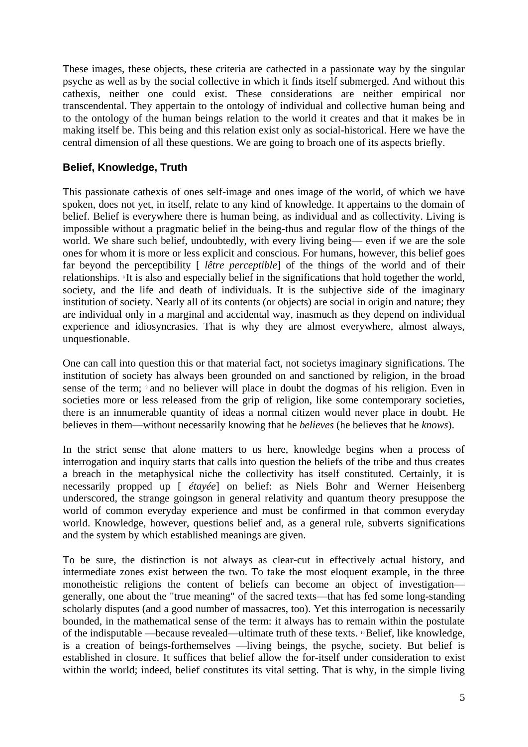These images, these objects, these criteria are cathected in a passionate way by the singular psyche as well as by the social collective in which it finds itself submerged. And without this cathexis, neither one could exist. These considerations are neither empirical nor transcendental. They appertain to the ontology of individual and collective human being and to the ontology of the human beings relation to the world it creates and that it makes be in making itself be. This being and this relation exist only as social-historical. Here we have the central dimension of all these questions. We are going to broach one of its aspects briefly.

## Belief, Knowledge, Truth

This passionate cathexis of ones self-image and ones image of the world, of which we have spoken, does not yet, in itself, relate to any kind of knowledge. It appertains to the domain of belief. Belief is everywhere there is human being, as individual and as collectivity. Living is impossible without a pragmatic belief in the being-thus and regular flow of the things of the world. We share such belief, undoubtedly, with every living being— even if we are the sole ones for whom it is more or less explicit and conscious. For humans, however, this belief goes far beyond the perceptibility [ *lêtre perceptible*] of the things of the world and of their relationships. [8] It is also and especially belief in the significations that hold together the world, society, and the life and death of individuals. It is the subjective side of the imaginary institution of society. Nearly all of its contents (or objects) are social in origin and nature; they are individual only in a marginal and accidental way, inasmuch as they depend on individual experience and idiosyncrasies. That is why they are almost everywhere, almost always, unquestionable.

One can call into question this or that material fact, not societys imaginary significations. The institution of society has always been grounded on and sanctioned by religion, in the broad sense of the term; [9] and no believer will place in doubt the dogmas of his religion. Even in societies more or less released from the grip of religion, like some contemporary societies, there is an innumerable quantity of ideas a normal citizen would never place in doubt. He believes in them—without necessarily knowing that he *believes* (he believes that he *knows*).

In the strict sense that alone matters to us here, knowledge begins when a process of interrogation and inquiry starts that calls into question the beliefs of the tribe and thus creates a breach in the metaphysical niche the collectivity has itself constituted. Certainly, it is necessarily propped up [ *étayée*] on belief: as Niels Bohr and Werner Heisenberg underscored, the strange goingson in general relativity and quantum theory presuppose the world of common everyday experience and must be confirmed in that common everyday world. Knowledge, however, questions belief and, as a general rule, subverts significations and the system by which established meanings are given.

To be sure, the distinction is not always as clear-cut in effectively actual history, and intermediate zones exist between the two. To take the most eloquent example, in the three monotheistic religions the content of beliefs can become an object of investigation—generally, one about the "true meaning" of the sacred texts—that has fed some long-standing scholarly disputes (and a good number of massacres, too). Yet this interrogation is necessarily bounded, in the mathematical sense of the term: it always has to remain within the postulate of the indisputable —because revealed—ultimate truth of these texts. [10] Belief, like knowledge, is a creation of beings-forthemselves —living beings, the psyche, society. But belief is established in closure. It suffices that belief allow the for-itself under consideration to exist within the world; indeed, belief constitutes its vital setting. That is why, in the simple living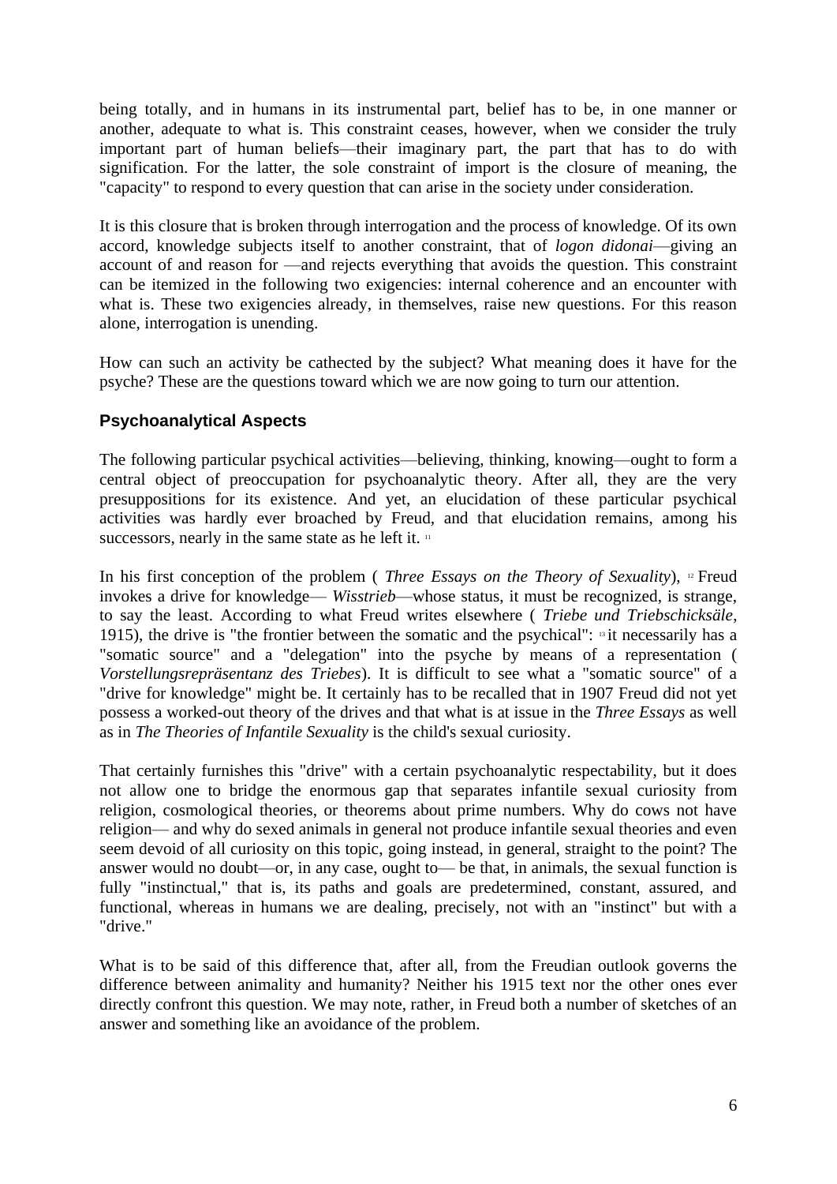being totally, and in humans in its instrumental part, belief has to be, in one manner or another, adequate to what is. This constraint ceases, however, when we consider the truly important part of human beliefs—their imaginary part, the part that has to do with signification. For the latter, the sole constraint of import is the closure of meaning, the "capacity" to respond to every question that can arise in the society under consideration.

It is this closure that is broken through interrogation and the process of knowledge. Of its own accord, knowledge subjects itself to another constraint, that of *logon didonai*—giving an account of and reason for —and rejects everything that avoids the question. This constraint can be itemized in the following two exigencies: internal coherence and an encounter with what is. These two exigencies already, in themselves, raise new questions. For this reason alone, interrogation is unending.

How can such an activity be cathected by the subject? What meaning does it have for the psyche? These are the questions toward which we are now going to turn our attention.

## Psychoanalytical Aspects

The following particular psychical activities—believing, thinking, knowing—ought to form a central object of preoccupation for psychoanalytic theory. After all, they are the very presuppositions for its existence. And yet, an elucidation of these particular psychical activities was hardly ever broached by Freud, and that elucidation remains, among his successors, nearly in the same state as he left it. [11]

In his first conception of the problem ( *Three Essays on the Theory of Sexuality*), [12] Freud invokes a drive for knowledge— *Wisstrieb*—whose status, it must be recognized, is strange, to say the least. According to what Freud writes elsewhere ( *Triebe und Triebschicksäle*, 1915), the drive is "the frontier between the somatic and the psychical": [13] it necessarily has a "somatic source" and a "delegation" into the psyche by means of a representation ( *Vorstellungsrepräsentanz des Triebes*). It is difficult to see what a "somatic source" of a "drive for knowledge" might be. It certainly has to be recalled that in 1907 Freud did not yet possess a worked-out theory of the drives and that what is at issue in the *Three Essays* as well as in *The Theories of Infantile Sexuality* is the child's sexual curiosity.

That certainly furnishes this "drive" with a certain psychoanalytic respectability, but it does not allow one to bridge the enormous gap that separates infantile sexual curiosity from religion, cosmological theories, or theorems about prime numbers. Why do cows not have religion— and why do sexed animals in general not produce infantile sexual theories and even seem devoid of all curiosity on this topic, going instead, in general, straight to the point? The answer would no doubt—or, in any case, ought to— be that, in animals, the sexual function is fully "instinctual," that is, its paths and goals are predetermined, constant, assured, and functional, whereas in humans we are dealing, precisely, not with an "instinct" but with a "drive."

What is to be said of this difference that, after all, from the Freudian outlook governs the difference between animality and humanity? Neither his 1915 text nor the other ones ever directly confront this question. We may note, rather, in Freud both a number of sketches of an answer and something like an avoidance of the problem.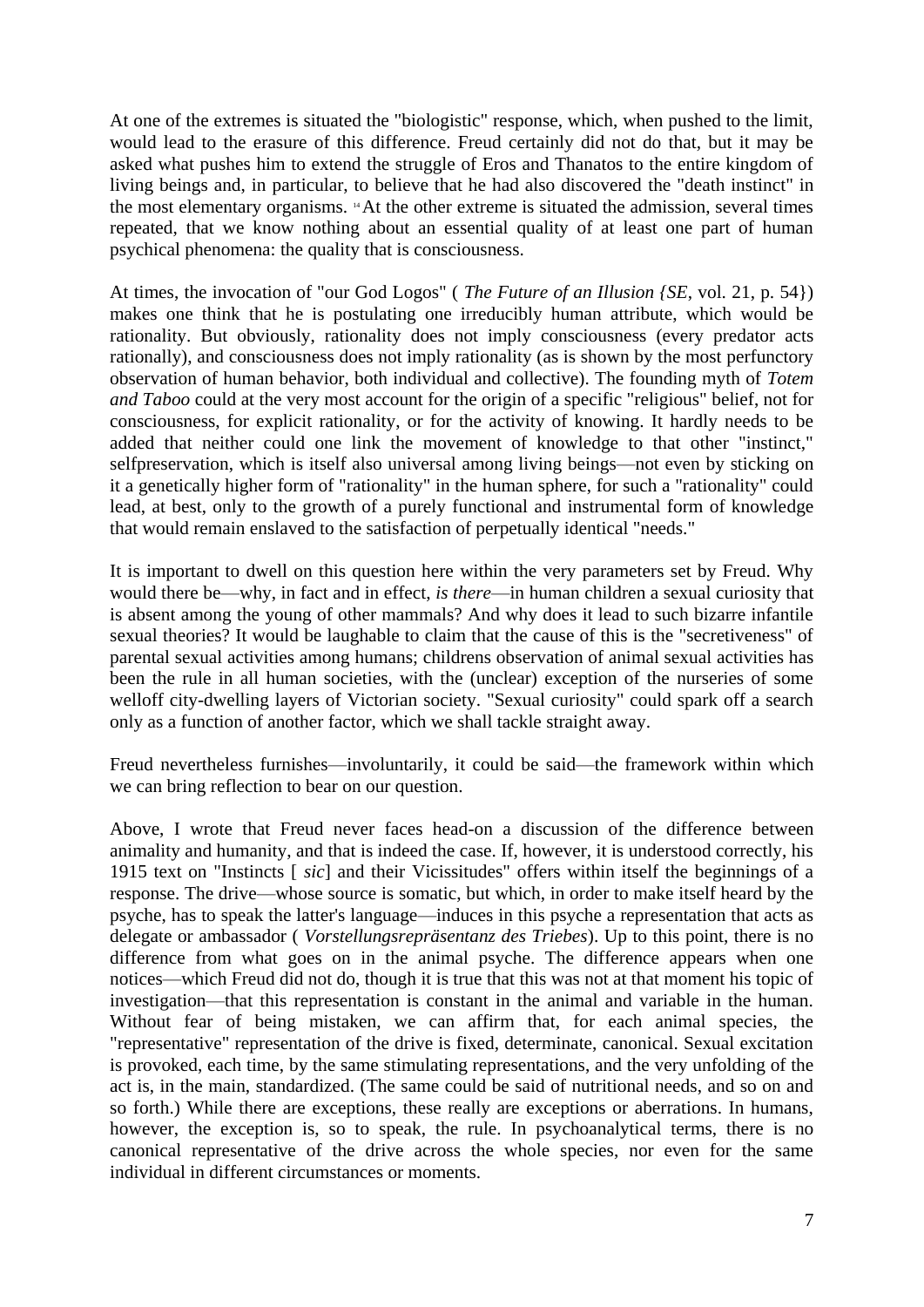At one of the extremes is situated the "biologistic" response, which, when pushed to the limit, would lead to the erasure of this difference. Freud certainly did not do that, but it may be asked what pushes him to extend the struggle of Eros and Thanatos to the entire kingdom of living beings and, in particular, to believe that he had also discovered the "death instinct" in the most elementary organisms. [14] At the other extreme is situated the admission, several times repeated, that we know nothing about an essential quality of at least one part of human psychical phenomena: the quality that is consciousness.

At times, the invocation of "our God Logos" ( *The Future of an Illusion {SE*, vol. 21, p. 54}) makes one think that he is postulating one irreducibly human attribute, which would be rationality. But obviously, rationality does not imply consciousness (every predator acts rationally), and consciousness does not imply rationality (as is shown by the most perfunctory observation of human behavior, both individual and collective). The founding myth of *Totem and Taboo* could at the very most account for the origin of a specific "religious" belief, not for consciousness, for explicit rationality, or for the activity of knowing. It hardly needs to be added that neither could one link the movement of knowledge to that other "instinct," selfpreservation, which is itself also universal among living beings—not even by sticking on it a genetically higher form of "rationality" in the human sphere, for such a "rationality" could lead, at best, only to the growth of a purely functional and instrumental form of knowledge that would remain enslaved to the satisfaction of perpetually identical "needs."

It is important to dwell on this question here within the very parameters set by Freud. Why would there be—why, in fact and in effect, *is there*—in human children a sexual curiosity that is absent among the young of other mammals? And why does it lead to such bizarre infantile sexual theories? It would be laughable to claim that the cause of this is the "secretiveness" of parental sexual activities among humans; childrens observation of animal sexual activities has been the rule in all human societies, with the (unclear) exception of the nurseries of some welloff city-dwelling layers of Victorian society. "Sexual curiosity" could spark off a search only as a function of another factor, which we shall tackle straight away.

Freud nevertheless furnishes—involuntarily, it could be said—the framework within which we can bring reflection to bear on our question.

Above, I wrote that Freud never faces head-on a discussion of the difference between animality and humanity, and that is indeed the case. If, however, it is understood correctly, his 1915 text on "Instincts [ *sic*] and their Vicissitudes" offers within itself the beginnings of a response. The drive—whose source is somatic, but which, in order to make itself heard by the psyche, has to speak the latter's language—induces in this psyche a representation that acts as delegate or ambassador ( *Vorstellungsrepräsentanz des Triebes*). Up to this point, there is no difference from what goes on in the animal psyche. The difference appears when one notices—which Freud did not do, though it is true that this was not at that moment his topic of investigation—that this representation is constant in the animal and variable in the human. Without fear of being mistaken, we can affirm that, for each animal species, the "representative" representation of the drive is fixed, determinate, canonical. Sexual excitation is provoked, each time, by the same stimulating representations, and the very unfolding of the act is, in the main, standardized. (The same could be said of nutritional needs, and so on and so forth.) While there are exceptions, these really are exceptions or aberrations. In humans, however, the exception is, so to speak, the rule. In psychoanalytical terms, there is no canonical representative of the drive across the whole species, nor even for the same individual in different circumstances or moments.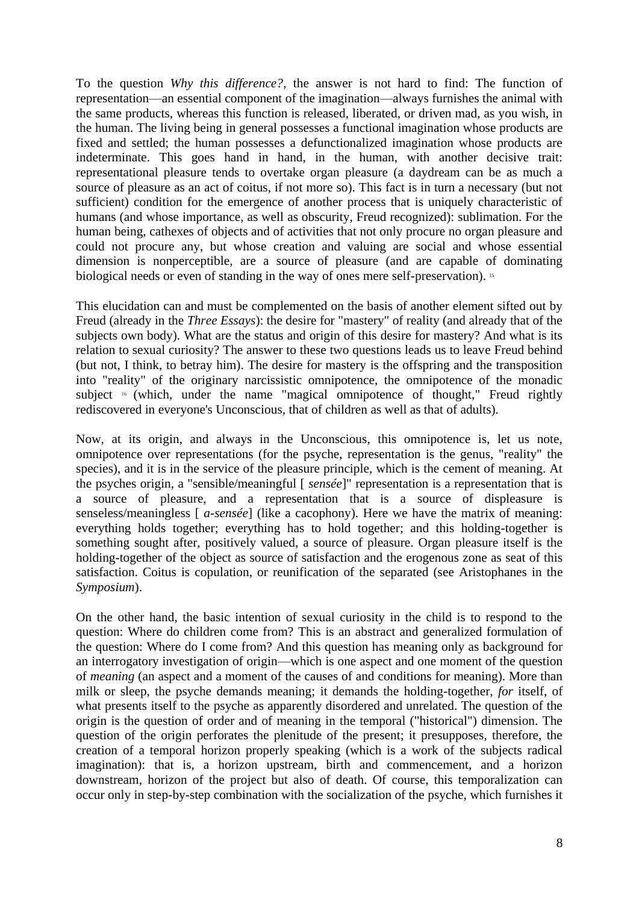To the question *Why this difference?*, the answer is not hard to find: The function of representation—an essential component of the imagination—always furnishes the animal with the same products, whereas this function is released, liberated, or driven mad, as you wish, in the human. The living being in general possesses a functional imagination whose products are fixed and settled; the human possesses a defunctionalized imagination whose products are indeterminate. This goes hand in hand, in the human, with another decisive trait: representational pleasure tends to overtake organ pleasure (a daydream can be as much a source of pleasure as an act of coitus, if not more so). This fact is in turn a necessary (but not sufficient) condition for the emergence of another process that is uniquely characteristic of humans (and whose importance, as well as obscurity, Freud recognized): sublimation. For the human being, cathexes of objects and of activities that not only procure no organ pleasure and could not procure any, but whose creation and valuing are social and whose essential dimension is nonperceptible, are a source of pleasure (and are capable of dominating biological needs or even of standing in the way of ones mere self-preservation). [15]

This elucidation can and must be complemented on the basis of another element sifted out by Freud (already in the *Three Essays*): the desire for "mastery" of reality (and already that of the subjects own body). What are the status and origin of this desire for mastery? And what is its relation to sexual curiosity? The answer to these two questions leads us to leave Freud behind (but not, I think, to betray him). The desire for mastery is the offspring and the transposition into "reality" of the originary narcissistic omnipotence, the omnipotence of the monadic subject [16] (which, under the name "magical omnipotence of thought," Freud rightly rediscovered in everyone's Unconscious, that of children as well as that of adults).

Now, at its origin, and always in the Unconscious, this omnipotence is, let us note, omnipotence over representations (for the psyche, representation is the genus, "reality" the species), and it is in the service of the pleasure principle, which is the cement of meaning. At the psyches origin, a "sensible/meaningful [ *sensée*]" representation is a representation that is a source of pleasure, and a representation that is a source of displeasure is senseless/meaningless [ *a-sensée*] (like a cacophony). Here we have the matrix of meaning: everything holds together; everything has to hold together; and this holding-together is something sought after, positively valued, a source of pleasure. Organ pleasure itself is the holding-together of the object as source of satisfaction and the erogenous zone as seat of this satisfaction. Coitus is copulation, or reunification of the separated (see Aristophanes in the *Symposium*).

On the other hand, the basic intention of sexual curiosity in the child is to respond to the question: Where do children come from? This is an abstract and generalized formulation of the question: Where do I come from? And this question has meaning only as background for an interrogatory investigation of origin—which is one aspect and one moment of the question of *meaning* (an aspect and a moment of the causes of and conditions for meaning). More than milk or sleep, the psyche demands meaning; it demands the holding-together, *for* itself, of what presents itself to the psyche as apparently disordered and unrelated. The question of the origin is the question of order and of meaning in the temporal ("historical") dimension. The question of the origin perforates the plenitude of the present; it presupposes, therefore, the creation of a temporal horizon properly speaking (which is a work of the subjects radical imagination): that is, a horizon upstream, birth and commencement, and a horizon downstream, horizon of the project but also of death. Of course, this temporalization can occur only in step-by-step combination with the socialization of the psyche, which furnishes it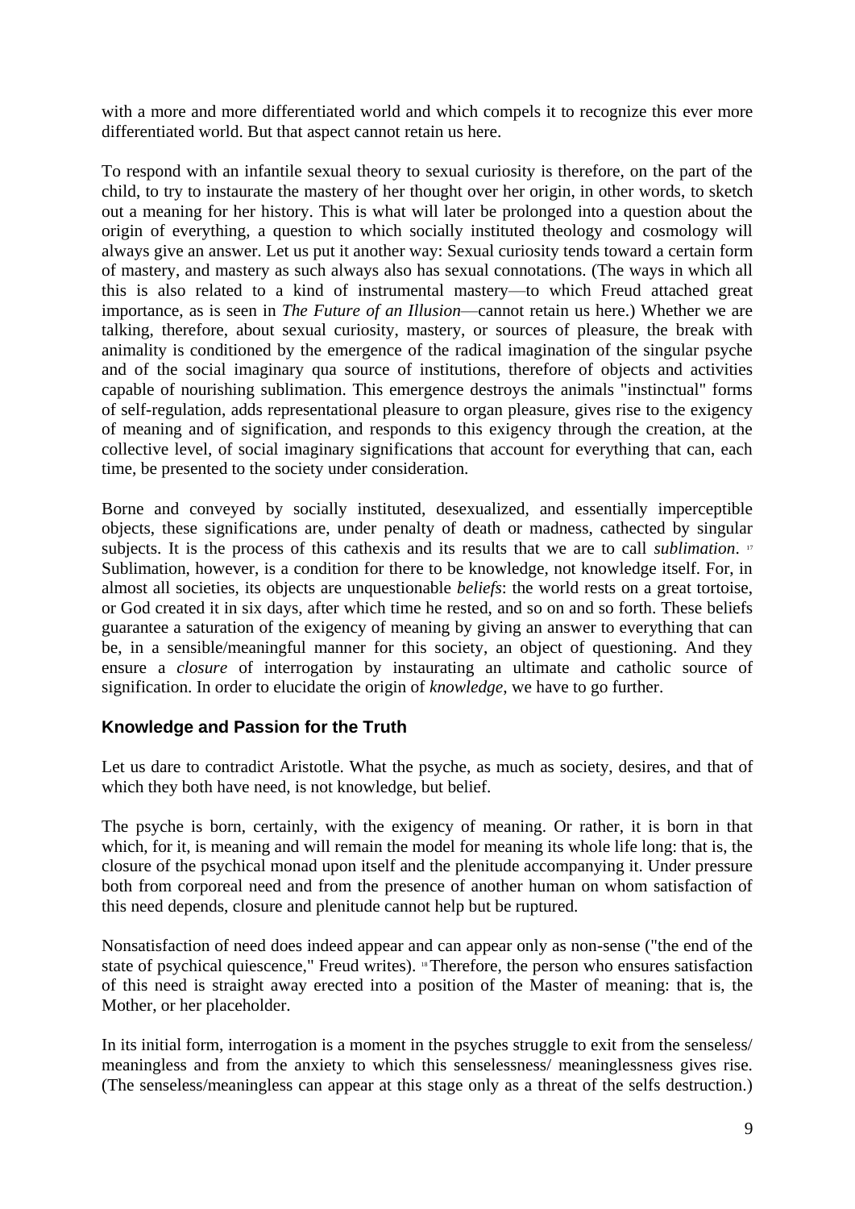with a more and more differentiated world and which compels it to recognize this ever more differentiated world. But that aspect cannot retain us here.

To respond with an infantile sexual theory to sexual curiosity is therefore, on the part of the child, to try to instaurate the mastery of her thought over her origin, in other words, to sketch out a meaning for her history. This is what will later be prolonged into a question about the origin of everything, a question to which socially instituted theology and cosmology will always give an answer. Let us put it another way: Sexual curiosity tends toward a certain form of mastery, and mastery as such always also has sexual connotations. (The ways in which all this is also related to a kind of instrumental mastery—to which Freud attached great importance, as is seen in *The Future of an Illusion*—cannot retain us here.) Whether we are talking, therefore, about sexual curiosity, mastery, or sources of pleasure, the break with animality is conditioned by the emergence of the radical imagination of the singular psyche and of the social imaginary qua source of institutions, therefore of objects and activities capable of nourishing sublimation. This emergence destroys the animals "instinctual" forms of self-regulation, adds representational pleasure to organ pleasure, gives rise to the exigency of meaning and of signification, and responds to this exigency through the creation, at the collective level, of social imaginary significations that account for everything that can, each time, be presented to the society under consideration.

Borne and conveyed by socially instituted, desexualized, and essentially imperceptible objects, these significations are, under penalty of death or madness, cathected by singular subjects. It is the process of this cathexis and its results that we are to call *sublimation*. [17] Sublimation, however, is a condition for there to be knowledge, not knowledge itself. For, in almost all societies, its objects are unquestionable *beliefs*: the world rests on a great tortoise, or God created it in six days, after which time he rested, and so on and so forth. These beliefs guarantee a saturation of the exigency of meaning by giving an answer to everything that can be, in a sensible/meaningful manner for this society, an object of questioning. And they ensure a *closure* of interrogation by instaurating an ultimate and catholic source of signification. In order to elucidate the origin of *knowledge*, we have to go further.

## Knowledge and Passion for the Truth

Let us dare to contradict Aristotle. What the psyche, as much as society, desires, and that of which they both have need, is not knowledge, but belief.

The psyche is born, certainly, with the exigency of meaning. Or rather, it is born in that which, for it, is meaning and will remain the model for meaning its whole life long: that is, the closure of the psychical monad upon itself and the plenitude accompanying it. Under pressure both from corporeal need and from the presence of another human on whom satisfaction of this need depends, closure and plenitude cannot help but be ruptured.

Nonsatisfaction of need does indeed appear and can appear only as non-sense ("the end of the state of psychical quiescence," Freud writes). [18] Therefore, the person who ensures satisfaction of this need is straight away erected into a position of the Master of meaning: that is, the Mother, or her placeholder.

In its initial form, interrogation is a moment in the psyches struggle to exit from the senseless/ meaningless and from the anxiety to which this senselessness/ meaninglessness gives rise. (The senseless/meaningless can appear at this stage only as a threat of the selfs destruction.)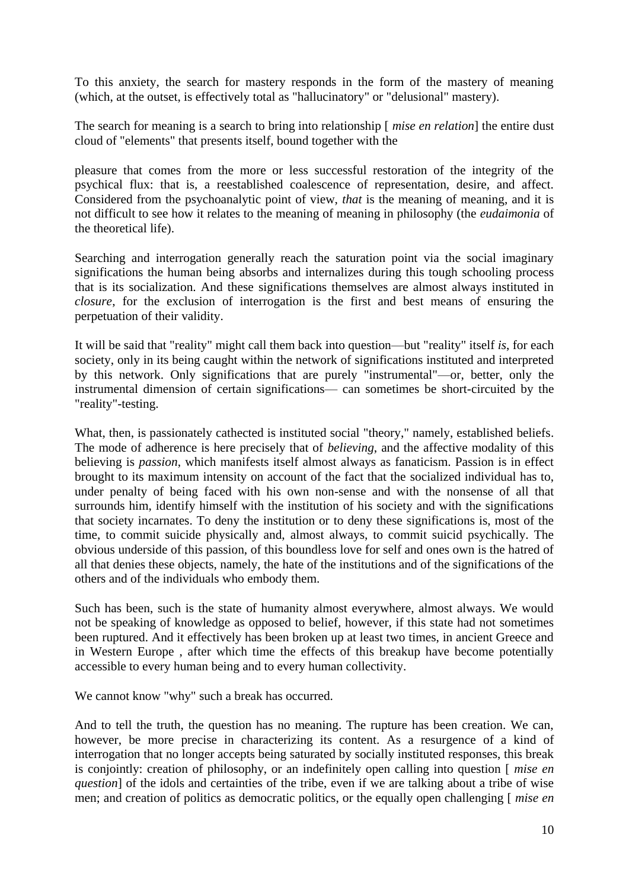To this anxiety, the search for mastery responds in the form of the mastery of meaning (which, at the outset, is effectively total as "hallucinatory" or "delusional" mastery).

The search for meaning is a search to bring into relationship [ *mise en relation*] the entire dust cloud of "elements" that presents itself, bound together with the

pleasure that comes from the more or less successful restoration of the integrity of the psychical flux: that is, a reestablished coalescence of representation, desire, and affect. Considered from the psychoanalytic point of view, *that* is the meaning of meaning, and it is not difficult to see how it relates to the meaning of meaning in philosophy (the *eudaimonia* of the theoretical life).

Searching and interrogation generally reach the saturation point via the social imaginary significations the human being absorbs and internalizes during this tough schooling process that is its socialization. And these significations themselves are almost always instituted in *closure*, for the exclusion of interrogation is the first and best means of ensuring the perpetuation of their validity.

It will be said that "reality" might call them back into question—but "reality" itself *is*, for each society, only in its being caught within the network of significations instituted and interpreted by this network. Only significations that are purely "instrumental"—or, better, only the instrumental dimension of certain significations— can sometimes be short-circuited by the "reality"-testing.

What, then, is passionately cathected is instituted social "theory," namely, established beliefs. The mode of adherence is here precisely that of *believing*, and the affective modality of this believing is *passion*, which manifests itself almost always as fanaticism. Passion is in effect brought to its maximum intensity on account of the fact that the socialized individual has to, under penalty of being faced with his own non-sense and with the nonsense of all that surrounds him, identify himself with the institution of his society and with the significations that society incarnates. To deny the institution or to deny these significations is, most of the time, to commit suicide physically and, almost always, to commit suicid psychically. The obvious underside of this passion, of this boundless love for self and ones own is the hatred of all that denies these objects, namely, the hate of the institutions and of the significations of the others and of the individuals who embody them.

Such has been, such is the state of humanity almost everywhere, almost always. We would not be speaking of knowledge as opposed to belief, however, if this state had not sometimes been ruptured. And it effectively has been broken up at least two times, in ancient Greece and in Western Europe , after which time the effects of this breakup have become potentially accessible to every human being and to every human collectivity.

We cannot know "why" such a break has occurred.

And to tell the truth, the question has no meaning. The rupture has been creation. We can, however, be more precise in characterizing its content. As a resurgence of a kind of interrogation that no longer accepts being saturated by socially instituted responses, this break is conjointly: creation of philosophy, or an indefinitely open calling into question [ *mise en question*] of the idols and certainties of the tribe, even if we are talking about a tribe of wise men; and creation of politics as democratic politics, or the equally open challenging [ *mise en*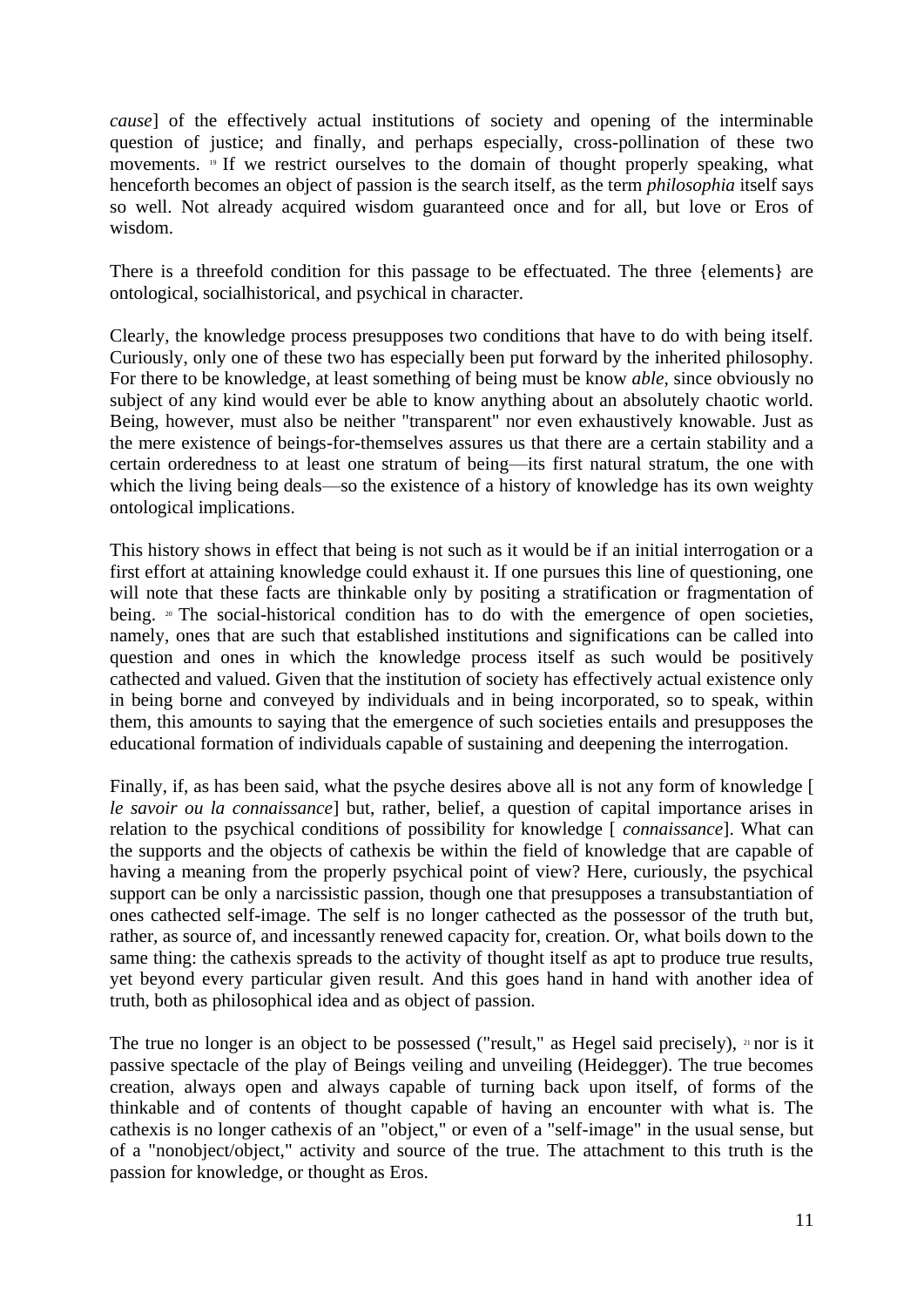*cause*] of the effectively actual institutions of society and opening of the interminable question of justice; and finally, and perhaps especially, cross-pollination of these two movements. [19] If we restrict ourselves to the domain of thought properly speaking, what henceforth becomes an object of passion is the search itself, as the term *philosophia* itself says so well. Not already acquired wisdom guaranteed once and for all, but love or Eros of wisdom.

There is a threefold condition for this passage to be effectuated. The three {elements} are ontological, socialhistorical, and psychical in character.

Clearly, the knowledge process presupposes two conditions that have to do with being itself. Curiously, only one of these two has especially been put forward by the inherited philosophy. For there to be knowledge, at least something of being must be know *able*, since obviously no subject of any kind would ever be able to know anything about an absolutely chaotic world. Being, however, must also be neither "transparent" nor even exhaustively knowable. Just as the mere existence of beings-for-themselves assures us that there are a certain stability and a certain orderedness to at least one stratum of being—its first natural stratum, the one with which the living being deals—so the existence of a history of knowledge has its own weighty ontological implications.

This history shows in effect that being is not such as it would be if an initial interrogation or a first effort at attaining knowledge could exhaust it. If one pursues this line of questioning, one will note that these facts are thinkable only by positing a stratification or fragmentation of being. [20] The social-historical condition has to do with the emergence of open societies, namely, ones that are such that established institutions and significations can be called into question and ones in which the knowledge process itself as such would be positively cathected and valued. Given that the institution of society has effectively actual existence only in being borne and conveyed by individuals and in being incorporated, so to speak, within them, this amounts to saying that the emergence of such societies entails and presupposes the educational formation of individuals capable of sustaining and deepening the interrogation.

Finally, if, as has been said, what the psyche desires above all is not any form of knowledge [ *le savoir ou la connaissance*] but, rather, belief, a question of capital importance arises in relation to the psychical conditions of possibility for knowledge [ *connaissance*]. What can the supports and the objects of cathexis be within the field of knowledge that are capable of having a meaning from the properly psychical point of view? Here, curiously, the psychical support can be only a narcissistic passion, though one that presupposes a transubstantiation of ones cathected self-image. The self is no longer cathected as the possessor of the truth but, rather, as source of, and incessantly renewed capacity for, creation. Or, what boils down to the same thing: the cathexis spreads to the activity of thought itself as apt to produce true results, yet beyond every particular given result. And this goes hand in hand with another idea of truth, both as philosophical idea and as object of passion.

The true no longer is an object to be possessed ("result," as Hegel said precisely), [21] nor is it passive spectacle of the play of Beings veiling and unveiling (Heidegger). The true becomes creation, always open and always capable of turning back upon itself, of forms of the thinkable and of contents of thought capable of having an encounter with what is. The cathexis is no longer cathexis of an "object," or even of a "self-image" in the usual sense, but of a "nonobject/object," activity and source of the true. The attachment to this truth is the passion for knowledge, or thought as Eros.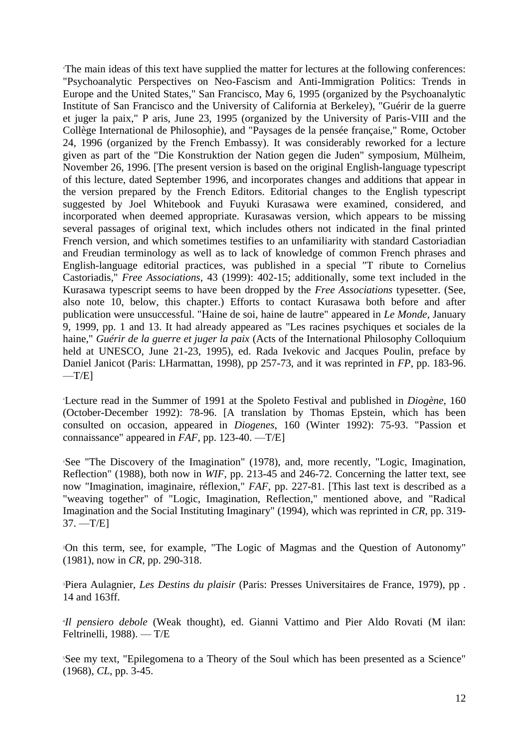[*]The main ideas of this text have supplied the matter for lectures at the following conferences: "Psychoanalytic Perspectives on Neo-Fascism and Anti-Immigration Politics: Trends in Europe and the United States," San Francisco, May 6, 1995 (organized by the Psychoanalytic Institute of San Francisco and the University of California at Berkeley), "Guérir de la guerre et juger la paix," P aris, June 23, 1995 (organized by the University of Paris-VIII and the Collège International de Philosophie), and "Paysages de la pensée française," Rome, October 24, 1996 (organized by the French Embassy). It was considerably reworked for a lecture given as part of the "Die Konstruktion der Nation gegen die Juden" symposium, Mülheim, November 26, 1996. [The present version is based on the original English-language typescript of this lecture, dated September 1996, and incorporates changes and additions that appear in the version prepared by the French Editors. Editorial changes to the English typescript suggested by Joel Whitebook and Fuyuki Kurasawa were examined, considered, and incorporated when deemed appropriate. Kurasawas version, which appears to be missing several passages of original text, which includes others not indicated in the final printed French version, and which sometimes testifies to an unfamiliarity with standard Castoriadian and Freudian terminology as well as to lack of knowledge of common French phrases and English-language editorial practices, was published in a special "T ribute to Cornelius Castoriadis," *Free Associations*, 43 (1999): 402-15; additionally, some text included in the Kurasawa typescript seems to have been dropped by the *Free Associations* typesetter. (See, also note 10, below, this chapter.) Efforts to contact Kurasawa both before and after publication were unsuccessful. "Haine de soi, haine de lautre" appeared in *Le Monde*, January 9, 1999, pp. 1 and 13. It had already appeared as "Les racines psychiques et sociales de la haine," *Guérir de la guerre et juger la paix* (Acts of the International Philosophy Colloquium held at UNESCO, June 21-23, 1995), ed. Rada Ivekovic and Jacques Poulin, preface by Daniel Janicot (Paris: LHarmattan, 1998), pp 257-73, and it was reprinted in *FP*, pp. 183-96. —T/E]

[*]Lecture read in the Summer of 1991 at the Spoleto Festival and published in *Diogène*, 160 (October-December 1992): 78-96. [A translation by Thomas Epstein, which has been consulted on occasion, appeared in *Diogenes*, 160 (Winter 1992): 75-93. "Passion et connaissance" appeared in *FAF*, pp. 123-40. —T/E]

[1]See "The Discovery of the Imagination" (1978), and, more recently, "Logic, Imagination, Reflection" (1988), both now in *WIF*, pp. 213-45 and 246-72. Concerning the latter text, see now "Imagination, imaginaire, réflexion," *FAF*, pp. 227-81. [This last text is described as a "weaving together" of "Logic, Imagination, Reflection," mentioned above, and "Radical Imagination and the Social Instituting Imaginary" (1994), which was reprinted in *CR*, pp. 319-37. —T/E]

[2]On this term, see, for example, "The Logic of Magmas and the Question of Autonomy" (1981), now in *CR*, pp. 290-318.

[3]Piera Aulagnier, *Les Destins du plaisir* (Paris: Presses Universitaires de France, 1979), pp . 14 and 163ff.

[4]*Il pensiero debole* (Weak thought), ed. Gianni Vattimo and Pier Aldo Rovati (M ilan: Feltrinelli, 1988). — T/E

[5]See my text, "Epilegomena to a Theory of the Soul which has been presented as a Science" (1968), *CL*, pp. 3-45.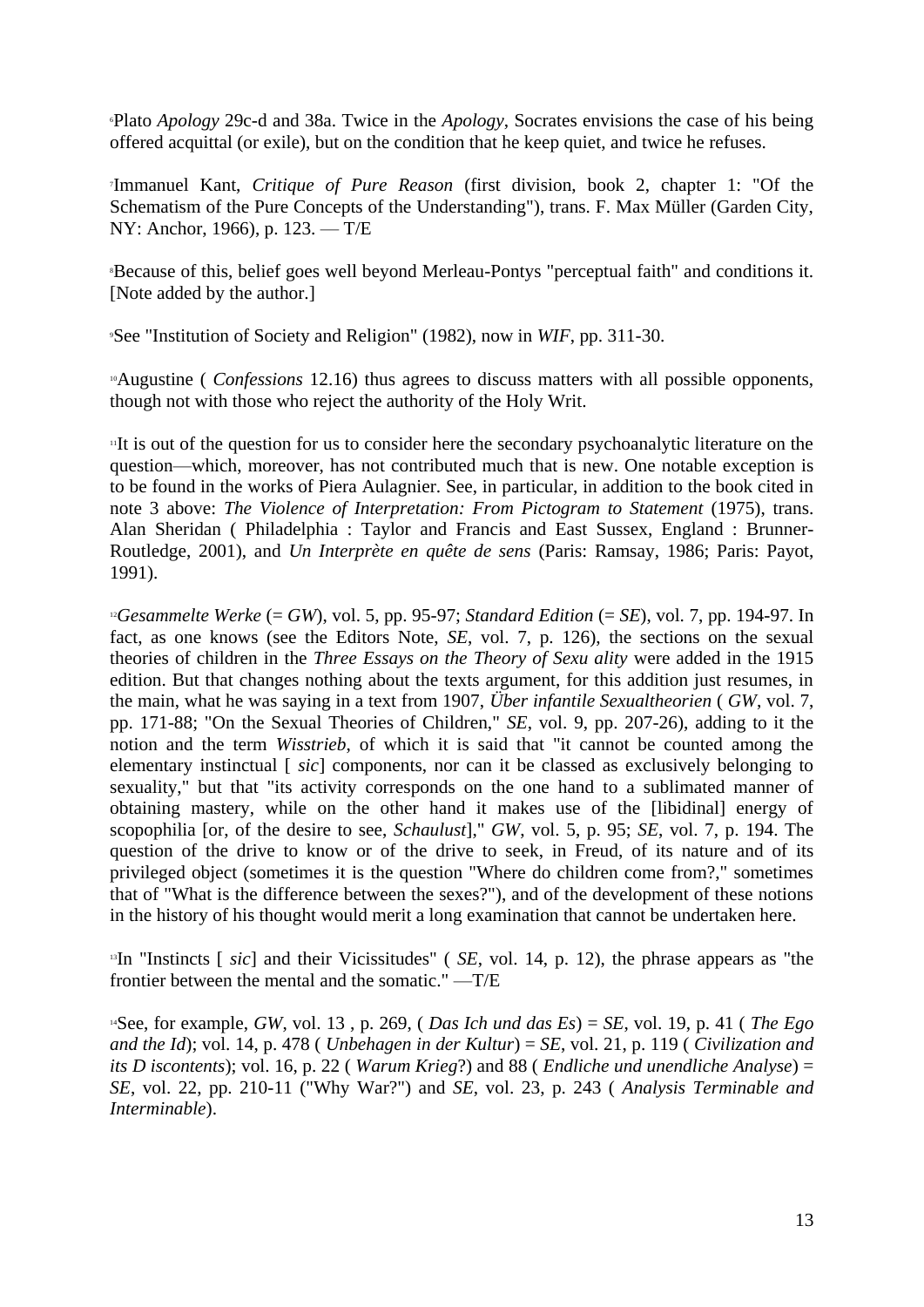[6]Plato *Apology* 29c-d and 38a. Twice in the *Apology*, Socrates envisions the case of his being offered acquittal (or exile), but on the condition that he keep quiet, and twice he refuses.

[7]Immanuel Kant, *Critique of Pure Reason* (first division, book 2, chapter 1: "Of the Schematism of the Pure Concepts of the Understanding"), trans. F. Max Müller (Garden City, NY: Anchor, 1966), p. 123. — T/E

[8]Because of this, belief goes well beyond Merleau-Pontys "perceptual faith" and conditions it. [Note added by the author.]

[9]See "Institution of Society and Religion" (1982), now in *WIF*, pp. 311-30.

[10]Augustine ( *Confessions* 12.16) thus agrees to discuss matters with all possible opponents, though not with those who reject the authority of the Holy Writ.

[11]It is out of the question for us to consider here the secondary psychoanalytic literature on the question—which, moreover, has not contributed much that is new. One notable exception is to be found in the works of Piera Aulagnier. See, in particular, in addition to the book cited in note 3 above: *The Violence of Interpretation: From Pictogram to Statement* (1975), trans. Alan Sheridan ( Philadelphia : Taylor and Francis and East Sussex, England : Brunner-Routledge, 2001), and *Un Interprète en quête de sens* (Paris: Ramsay, 1986; Paris: Payot, 1991).

[12]*Gesammelte Werke* (= *GW*), vol. 5, pp. 95-97; *Standard Edition* (= *SE*), vol. 7, pp. 194-97. In fact, as one knows (see the Editors Note, *SE*, vol. 7, p. 126), the sections on the sexual theories of children in the *Three Essays on the Theory of Sexu ality* were added in the 1915 edition. But that changes nothing about the texts argument, for this addition just resumes, in the main, what he was saying in a text from 1907, *Über infantile Sexualtheorien* ( *GW*, vol. 7, pp. 171-88; "On the Sexual Theories of Children," *SE*, vol. 9, pp. 207-26), adding to it the notion and the term *Wisstrieb*, of which it is said that "it cannot be counted among the elementary instinctual [ *sic*] components, nor can it be classed as exclusively belonging to sexuality," but that "its activity corresponds on the one hand to a sublimated manner of obtaining mastery, while on the other hand it makes use of the [libidinal] energy of scopophilia [or, of the desire to see, *Schaulust*]," *GW*, vol. 5, p. 95; *SE*, vol. 7, p. 194. The question of the drive to know or of the drive to seek, in Freud, of its nature and of its privileged object (sometimes it is the question "Where do children come from?," sometimes that of "What is the difference between the sexes?"), and of the development of these notions in the history of his thought would merit a long examination that cannot be undertaken here.

[13]In "Instincts [ *sic*] and their Vicissitudes" ( *SE*, vol. 14, p. 12), the phrase appears as "the frontier between the mental and the somatic." —T/E

[14]See, for example, *GW*, vol. 13 , p. 269, ( *Das Ich und das Es*) = *SE*, vol. 19, p. 41 ( *The Ego and the Id*); vol. 14, p. 478 ( *Unbehagen in der Kultur*) = *SE*, vol. 21, p. 119 ( *Civilization and its D iscontents*); vol. 16, p. 22 ( *Warum Krieg*?) and 88 ( *Endliche und unendliche Analyse*) = *SE*, vol. 22, pp. 210-11 ("Why War?") and *SE*, vol. 23, p. 243 ( *Analysis Terminable and Interminable*).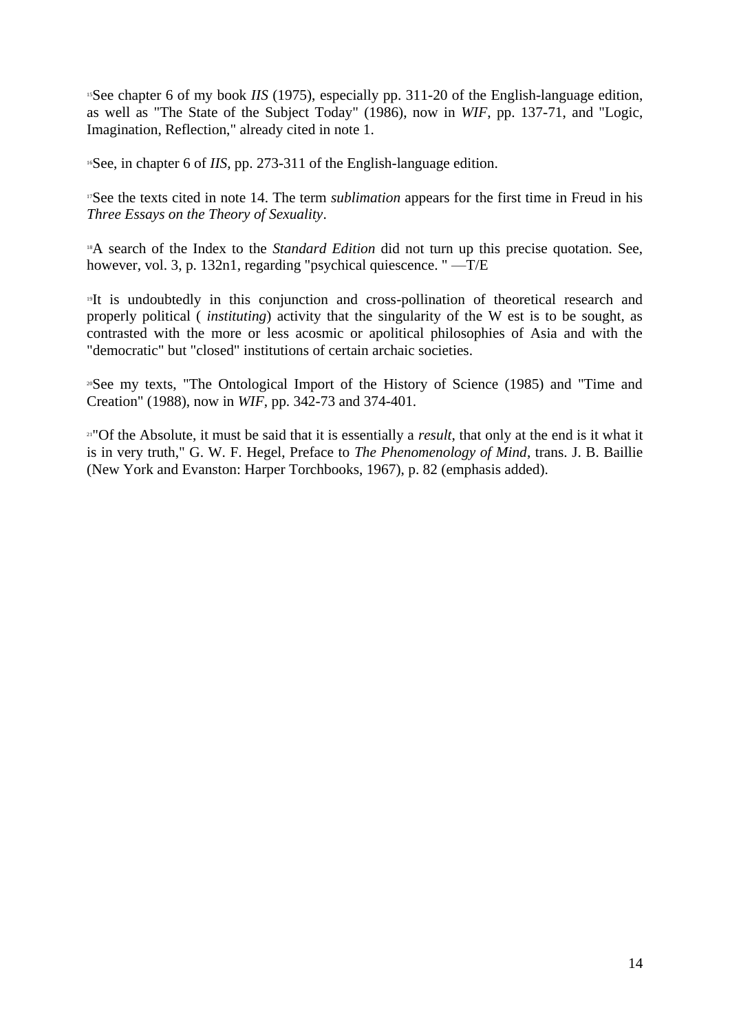[15]See chapter 6 of my book *IIS* (1975), especially pp. 311-20 of the English-language edition, as well as "The State of the Subject Today" (1986), now in *WIF*, pp. 137-71, and "Logic, Imagination, Reflection," already cited in note 1.

[16]See, in chapter 6 of *IIS*, pp. 273-311 of the English-language edition.

[17]See the texts cited in note 14. The term *sublimation* appears for the first time in Freud in his *Three Essays on the Theory of Sexuality*.

[18]A search of the Index to the *Standard Edition* did not turn up this precise quotation. See, however, vol. 3, p. 132n1, regarding "psychical quiescence. " —T/E

[19]It is undoubtedly in this conjunction and cross-pollination of theoretical research and properly political ( *instituting*) activity that the singularity of the W est is to be sought, as contrasted with the more or less acosmic or apolitical philosophies of Asia and with the "democratic" but "closed" institutions of certain archaic societies.

[20]See my texts, "The Ontological Import of the History of Science (1985) and "Time and Creation" (1988), now in *WIF*, pp. 342-73 and 374-401.

[21]"Of the Absolute, it must be said that it is essentially a *result*, that only at the end is it what it is in very truth," G. W. F. Hegel, Preface to *The Phenomenology of Mind*, trans. J. B. Baillie (New York and Evanston: Harper Torchbooks, 1967), p. 82 (emphasis added).